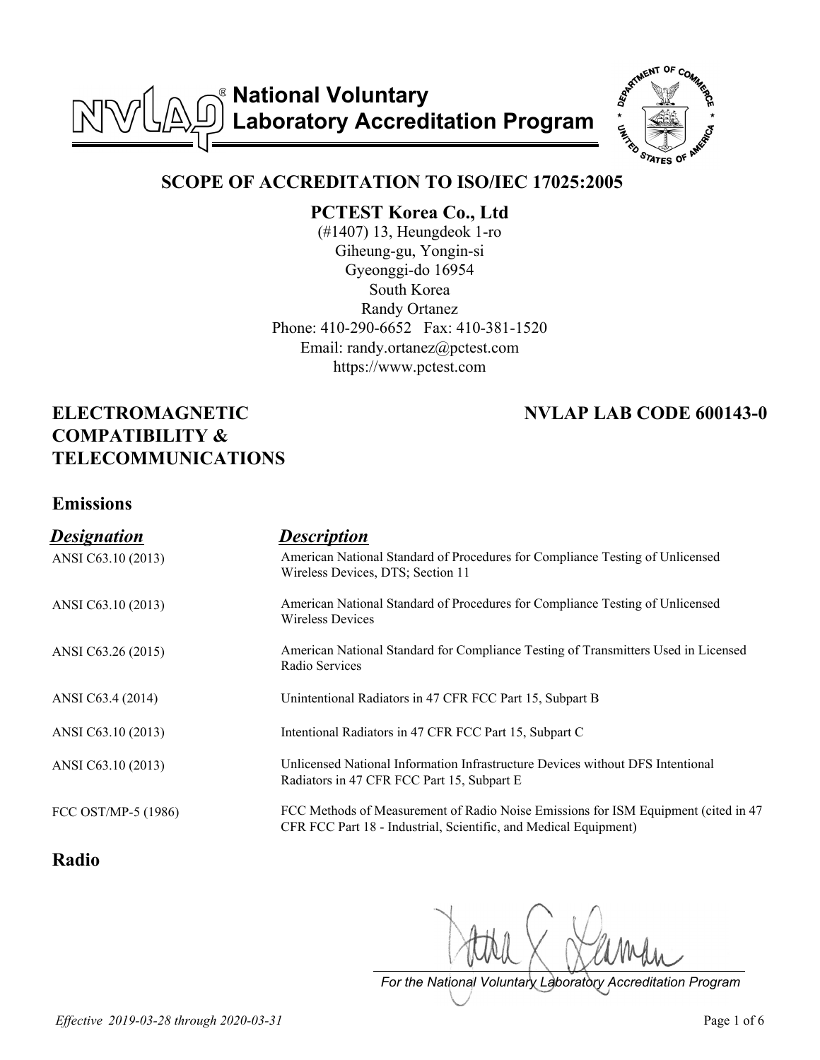# National Voluntary Laboratory Accreditation Program

## SCOPE OF ACCREDITATION TO ISO/IEC 17025:2005

**PCTEST Korea Co., Ltd**
(#1407) 13, Heungdeok 1-ro
Giheung-gu, Yongin-si
Gyeonggi-do 16954
South Korea
Randy Ortanez
Phone: 410-290-6652 Fax: 410-381-1520
Email: randy.ortanez@pctest.com
https://www.pctest.com

**ELECTROMAGNETIC COMPATIBILITY & TELECOMMUNICATIONS**

**NVLAP LAB CODE 600143-0**

### Emissions

| *Designation* | *Description* |
|---|---|
| ANSI C63.10 (2013) | American National Standard of Procedures for Compliance Testing of Unlicensed Wireless Devices, DTS; Section 11 |
| ANSI C63.10 (2013) | American National Standard of Procedures for Compliance Testing of Unlicensed Wireless Devices |
| ANSI C63.26 (2015) | American National Standard for Compliance Testing of Transmitters Used in Licensed Radio Services |
| ANSI C63.4 (2014) | Unintentional Radiators in 47 CFR FCC Part 15, Subpart B |
| ANSI C63.10 (2013) | Intentional Radiators in 47 CFR FCC Part 15, Subpart C |
| ANSI C63.10 (2013) | Unlicensed National Information Infrastructure Devices without DFS Intentional Radiators in 47 CFR FCC Part 15, Subpart E |
| FCC OST/MP-5 (1986) | FCC Methods of Measurement of Radio Noise Emissions for ISM Equipment (cited in 47 CFR FCC Part 18 - Industrial, Scientific, and Medical Equipment) |

### Radio

*For the National Voluntary Laboratory Accreditation Program*

*Effective 2019-03-28 through 2020-03-31*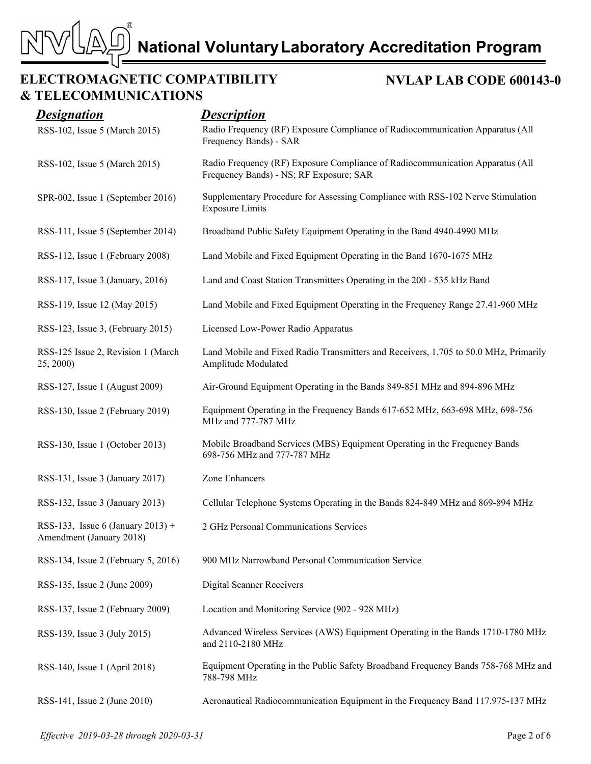# National Voluntary Laboratory Accreditation Program

## ELECTROMAGNETIC COMPATIBILITY & TELECOMMUNICATIONS

## NVLAP LAB CODE 600143-0

| *Designation* | *Description* |
|---|---|
| RSS-102, Issue 5 (March 2015) | Radio Frequency (RF) Exposure Compliance of Radiocommunication Apparatus (All Frequency Bands) - SAR |
| RSS-102, Issue 5 (March 2015) | Radio Frequency (RF) Exposure Compliance of Radiocommunication Apparatus (All Frequency Bands) - NS; RF Exposure; SAR |
| SPR-002, Issue 1 (September 2016) | Supplementary Procedure for Assessing Compliance with RSS-102 Nerve Stimulation Exposure Limits |
| RSS-111, Issue 5 (September 2014) | Broadband Public Safety Equipment Operating in the Band 4940-4990 MHz |
| RSS-112, Issue 1 (February 2008) | Land Mobile and Fixed Equipment Operating in the Band 1670-1675 MHz |
| RSS-117, Issue 3 (January, 2016) | Land and Coast Station Transmitters Operating in the 200 - 535 kHz Band |
| RSS-119, Issue 12 (May 2015) | Land Mobile and Fixed Equipment Operating in the Frequency Range 27.41-960 MHz |
| RSS-123, Issue 3, (February 2015) | Licensed Low-Power Radio Apparatus |
| RSS-125 Issue 2, Revision 1 (March 25, 2000) | Land Mobile and Fixed Radio Transmitters and Receivers, 1.705 to 50.0 MHz, Primarily Amplitude Modulated |
| RSS-127, Issue 1 (August 2009) | Air-Ground Equipment Operating in the Bands 849-851 MHz and 894-896 MHz |
| RSS-130, Issue 2 (February 2019) | Equipment Operating in the Frequency Bands 617-652 MHz, 663-698 MHz, 698-756 MHz and 777-787 MHz |
| RSS-130, Issue 1 (October 2013) | Mobile Broadband Services (MBS) Equipment Operating in the Frequency Bands 698-756 MHz and 777-787 MHz |
| RSS-131, Issue 3 (January 2017) | Zone Enhancers |
| RSS-132, Issue 3 (January 2013) | Cellular Telephone Systems Operating in the Bands 824-849 MHz and 869-894 MHz |
| RSS-133, Issue 6 (January 2013) + Amendment (January 2018) | 2 GHz Personal Communications Services |
| RSS-134, Issue 2 (February 5, 2016) | 900 MHz Narrowband Personal Communication Service |
| RSS-135, Issue 2 (June 2009) | Digital Scanner Receivers |
| RSS-137, Issue 2 (February 2009) | Location and Monitoring Service (902 - 928 MHz) |
| RSS-139, Issue 3 (July 2015) | Advanced Wireless Services (AWS) Equipment Operating in the Bands 1710-1780 MHz and 2110-2180 MHz |
| RSS-140, Issue 1 (April 2018) | Equipment Operating in the Public Safety Broadband Frequency Bands 758-768 MHz and 788-798 MHz |
| RSS-141, Issue 2 (June 2010) | Aeronautical Radiocommunication Equipment in the Frequency Band 117.975-137 MHz |

*Effective 2019-03-28 through 2020-03-31*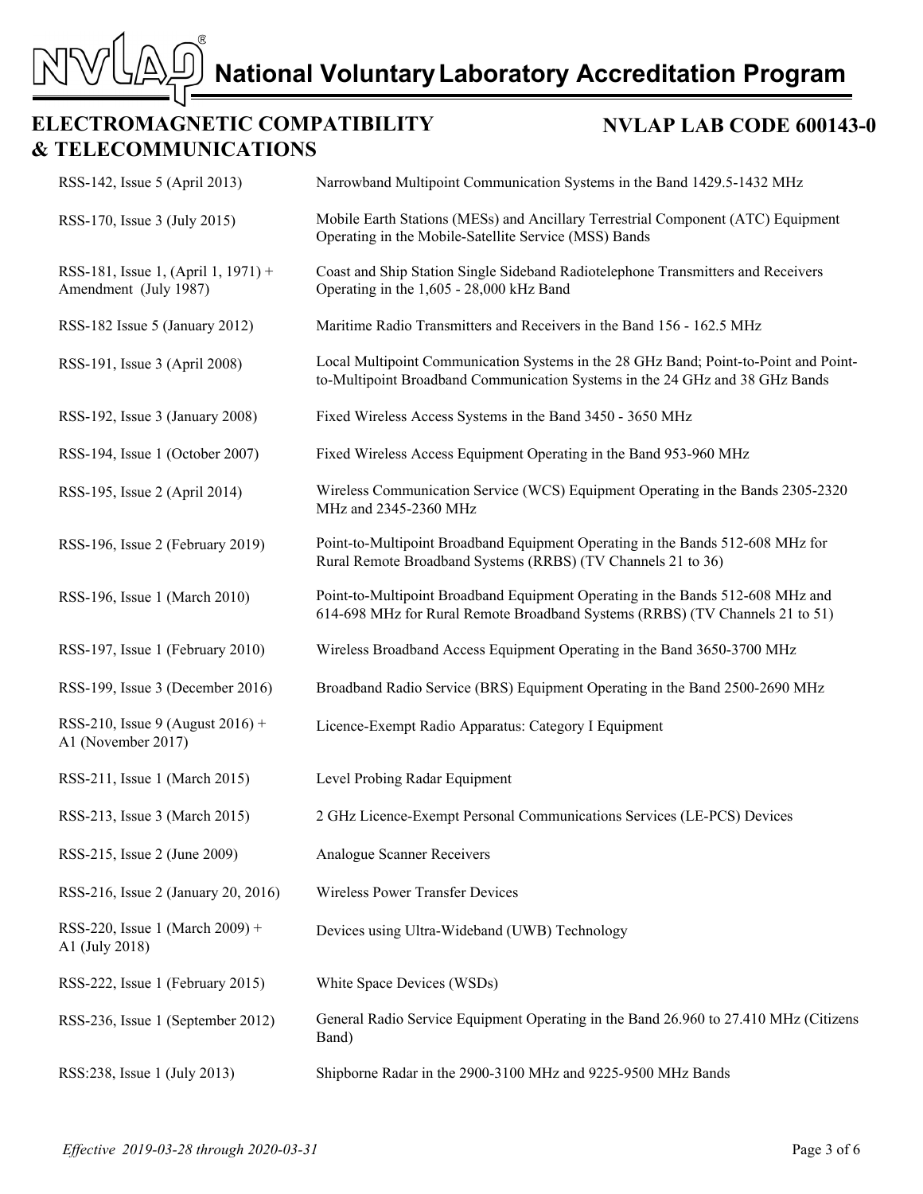# National Voluntary Laboratory Accreditation Program

## ELECTROMAGNETIC COMPATIBILITY & TELECOMMUNICATIONS

## NVLAP LAB CODE 600143-0

| | |
|---|---|
| RSS-142, Issue 5 (April 2013) | Narrowband Multipoint Communication Systems in the Band 1429.5-1432 MHz |
| RSS-170, Issue 3 (July 2015) | Mobile Earth Stations (MESs) and Ancillary Terrestrial Component (ATC) Equipment Operating in the Mobile-Satellite Service (MSS) Bands |
| RSS-181, Issue 1, (April 1, 1971) + Amendment (July 1987) | Coast and Ship Station Single Sideband Radiotelephone Transmitters and Receivers Operating in the 1,605 - 28,000 kHz Band |
| RSS-182 Issue 5 (January 2012) | Maritime Radio Transmitters and Receivers in the Band 156 - 162.5 MHz |
| RSS-191, Issue 3 (April 2008) | Local Multipoint Communication Systems in the 28 GHz Band; Point-to-Point and Point-to-Multipoint Broadband Communication Systems in the 24 GHz and 38 GHz Bands |
| RSS-192, Issue 3 (January 2008) | Fixed Wireless Access Systems in the Band 3450 - 3650 MHz |
| RSS-194, Issue 1 (October 2007) | Fixed Wireless Access Equipment Operating in the Band 953-960 MHz |
| RSS-195, Issue 2 (April 2014) | Wireless Communication Service (WCS) Equipment Operating in the Bands 2305-2320 MHz and 2345-2360 MHz |
| RSS-196, Issue 2 (February 2019) | Point-to-Multipoint Broadband Equipment Operating in the Bands 512-608 MHz for Rural Remote Broadband Systems (RRBS) (TV Channels 21 to 36) |
| RSS-196, Issue 1 (March 2010) | Point-to-Multipoint Broadband Equipment Operating in the Bands 512-608 MHz and 614-698 MHz for Rural Remote Broadband Systems (RRBS) (TV Channels 21 to 51) |
| RSS-197, Issue 1 (February 2010) | Wireless Broadband Access Equipment Operating in the Band 3650-3700 MHz |
| RSS-199, Issue 3 (December 2016) | Broadband Radio Service (BRS) Equipment Operating in the Band 2500-2690 MHz |
| RSS-210, Issue 9 (August 2016) + A1 (November 2017) | Licence-Exempt Radio Apparatus: Category I Equipment |
| RSS-211, Issue 1 (March 2015) | Level Probing Radar Equipment |
| RSS-213, Issue 3 (March 2015) | 2 GHz Licence-Exempt Personal Communications Services (LE-PCS) Devices |
| RSS-215, Issue 2 (June 2009) | Analogue Scanner Receivers |
| RSS-216, Issue 2 (January 20, 2016) | Wireless Power Transfer Devices |
| RSS-220, Issue 1 (March 2009) + A1 (July 2018) | Devices using Ultra-Wideband (UWB) Technology |
| RSS-222, Issue 1 (February 2015) | White Space Devices (WSDs) |
| RSS-236, Issue 1 (September 2012) | General Radio Service Equipment Operating in the Band 26.960 to 27.410 MHz (Citizens Band) |
| RSS:238, Issue 1 (July 2013) | Shipborne Radar in the 2900-3100 MHz and 9225-9500 MHz Bands |

*Effective 2019-03-28 through 2020-03-31*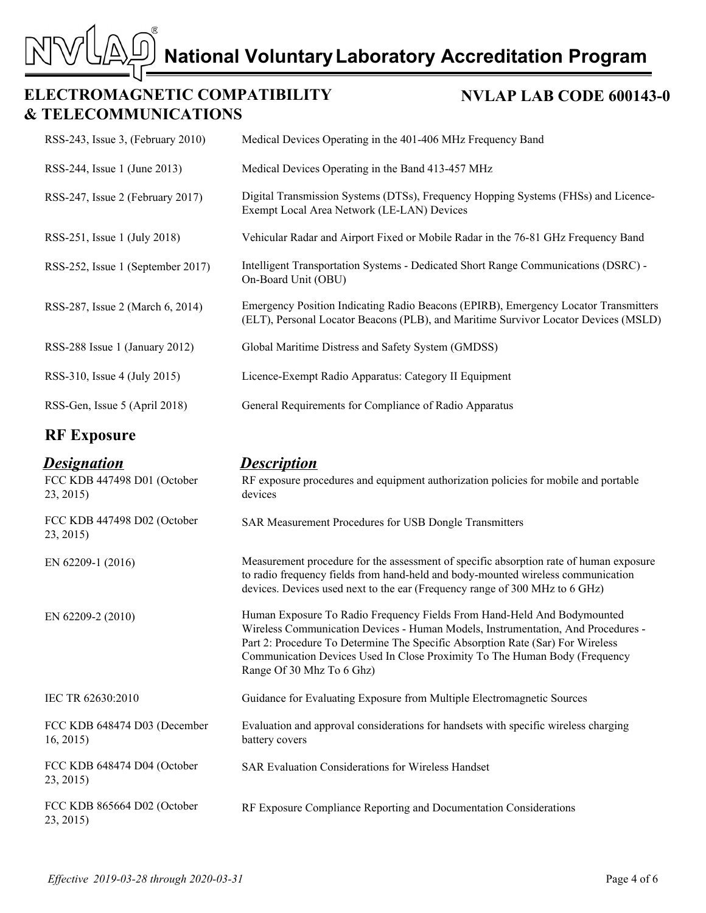| Designation | Description |
|---|---|
| RSS-243, Issue 3, (February 2010) | Medical Devices Operating in the 401-406 MHz Frequency Band |
| RSS-244, Issue 1 (June 2013) | Medical Devices Operating in the Band 413-457 MHz |
| RSS-247, Issue 2 (February 2017) | Digital Transmission Systems (DTSs), Frequency Hopping Systems (FHSs) and Licence-Exempt Local Area Network (LE-LAN) Devices |
| RSS-251, Issue 1 (July 2018) | Vehicular Radar and Airport Fixed or Mobile Radar in the 76-81 GHz Frequency Band |
| RSS-252, Issue 1 (September 2017) | Intelligent Transportation Systems - Dedicated Short Range Communications (DSRC) - On-Board Unit (OBU) |
| RSS-287, Issue 2 (March 6, 2014) | Emergency Position Indicating Radio Beacons (EPIRB), Emergency Locator Transmitters (ELT), Personal Locator Beacons (PLB), and Maritime Survivor Locator Devices (MSLD) |
| RSS-288 Issue 1 (January 2012) | Global Maritime Distress and Safety System (GMDSS) |
| RSS-310, Issue 4 (July 2015) | Licence-Exempt Radio Apparatus: Category II Equipment |
| RSS-Gen, Issue 5 (April 2018) | General Requirements for Compliance of Radio Apparatus |

## RF Exposure

| *Designation* | *Description* |
|---|---|
| FCC KDB 447498 D01 (October 23, 2015) | RF exposure procedures and equipment authorization policies for mobile and portable devices |
| FCC KDB 447498 D02 (October 23, 2015) | SAR Measurement Procedures for USB Dongle Transmitters |
| EN 62209-1 (2016) | Measurement procedure for the assessment of specific absorption rate of human exposure to radio frequency fields from hand-held and body-mounted wireless communication devices. Devices used next to the ear (Frequency range of 300 MHz to 6 GHz) |
| EN 62209-2 (2010) | Human Exposure To Radio Frequency Fields From Hand-Held And Bodymounted Wireless Communication Devices - Human Models, Instrumentation, And Procedures - Part 2: Procedure To Determine The Specific Absorption Rate (Sar) For Wireless Communication Devices Used In Close Proximity To The Human Body (Frequency Range Of 30 Mhz To 6 Ghz) |
| IEC TR 62630:2010 | Guidance for Evaluating Exposure from Multiple Electromagnetic Sources |
| FCC KDB 648474 D03 (December 16, 2015) | Evaluation and approval considerations for handsets with specific wireless charging battery covers |
| FCC KDB 648474 D04 (October 23, 2015) | SAR Evaluation Considerations for Wireless Handset |
| FCC KDB 865664 D02 (October 23, 2015) | RF Exposure Compliance Reporting and Documentation Considerations |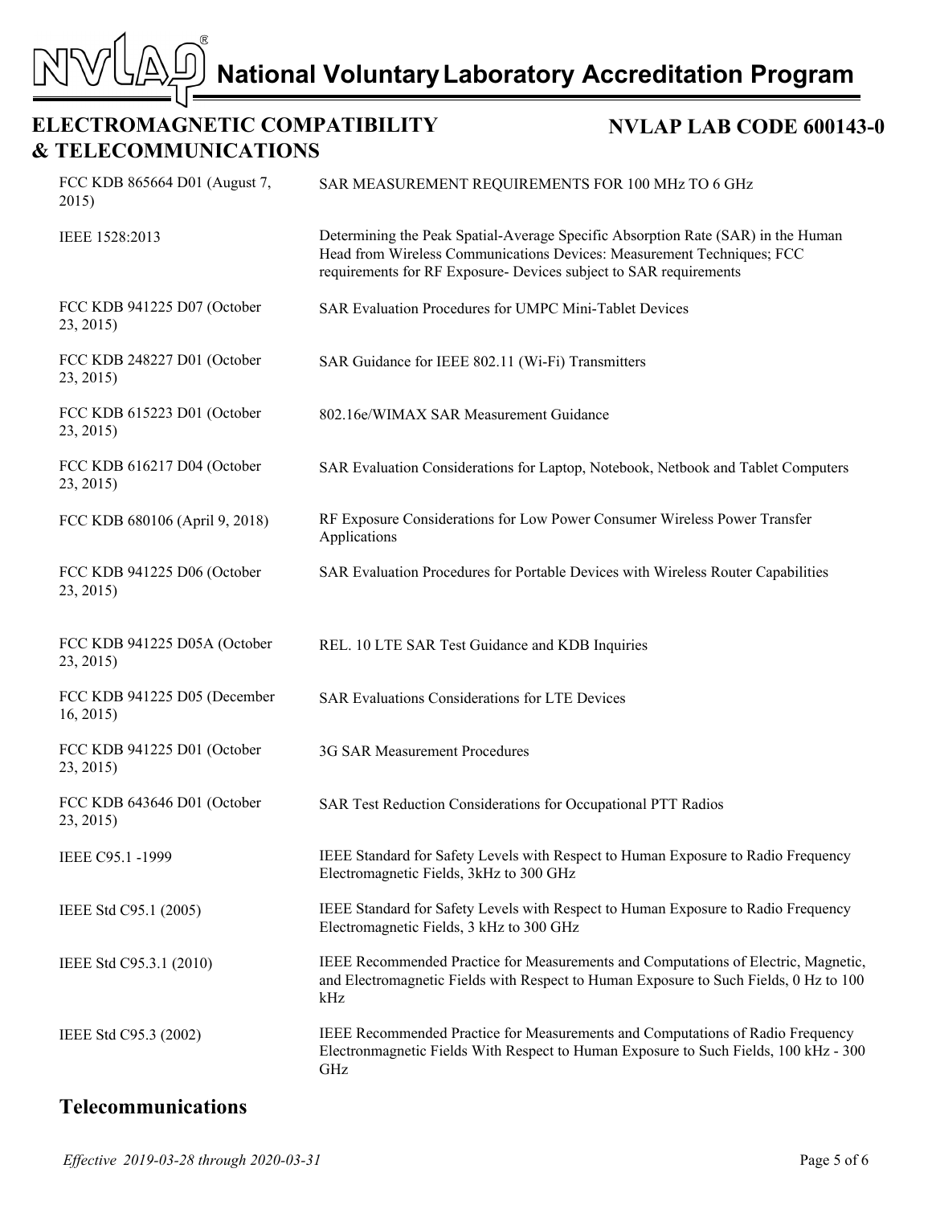## ELECTROMAGNETIC COMPATIBILITY & TELECOMMUNICATIONS

## NVLAP LAB CODE 600143-0

| | |
|---|---|
| FCC KDB 865664 D01 (August 7, 2015) | SAR MEASUREMENT REQUIREMENTS FOR 100 MHz TO 6 GHz |
| IEEE 1528:2013 | Determining the Peak Spatial-Average Specific Absorption Rate (SAR) in the Human Head from Wireless Communications Devices: Measurement Techniques; FCC requirements for RF Exposure- Devices subject to SAR requirements |
| FCC KDB 941225 D07 (October 23, 2015) | SAR Evaluation Procedures for UMPC Mini-Tablet Devices |
| FCC KDB 248227 D01 (October 23, 2015) | SAR Guidance for IEEE 802.11 (Wi-Fi) Transmitters |
| FCC KDB 615223 D01 (October 23, 2015) | 802.16e/WIMAX SAR Measurement Guidance |
| FCC KDB 616217 D04 (October 23, 2015) | SAR Evaluation Considerations for Laptop, Notebook, Netbook and Tablet Computers |
| FCC KDB 680106 (April 9, 2018) | RF Exposure Considerations for Low Power Consumer Wireless Power Transfer Applications |
| FCC KDB 941225 D06 (October 23, 2015) | SAR Evaluation Procedures for Portable Devices with Wireless Router Capabilities |
| FCC KDB 941225 D05A (October 23, 2015) | REL. 10 LTE SAR Test Guidance and KDB Inquiries |
| FCC KDB 941225 D05 (December 16, 2015) | SAR Evaluations Considerations for LTE Devices |
| FCC KDB 941225 D01 (October 23, 2015) | 3G SAR Measurement Procedures |
| FCC KDB 643646 D01 (October 23, 2015) | SAR Test Reduction Considerations for Occupational PTT Radios |
| IEEE C95.1 -1999 | IEEE Standard for Safety Levels with Respect to Human Exposure to Radio Frequency Electromagnetic Fields, 3kHz to 300 GHz |
| IEEE Std C95.1 (2005) | IEEE Standard for Safety Levels with Respect to Human Exposure to Radio Frequency Electromagnetic Fields, 3 kHz to 300 GHz |
| IEEE Std C95.3.1 (2010) | IEEE Recommended Practice for Measurements and Computations of Electric, Magnetic, and Electromagnetic Fields with Respect to Human Exposure to Such Fields, 0 Hz to 100 kHz |
| IEEE Std C95.3 (2002) | IEEE Recommended Practice for Measurements and Computations of Radio Frequency Electronmagnetic Fields With Respect to Human Exposure to Such Fields, 100 kHz - 300 GHz |

## Telecommunications

*Effective 2019-03-28 through 2020-03-31*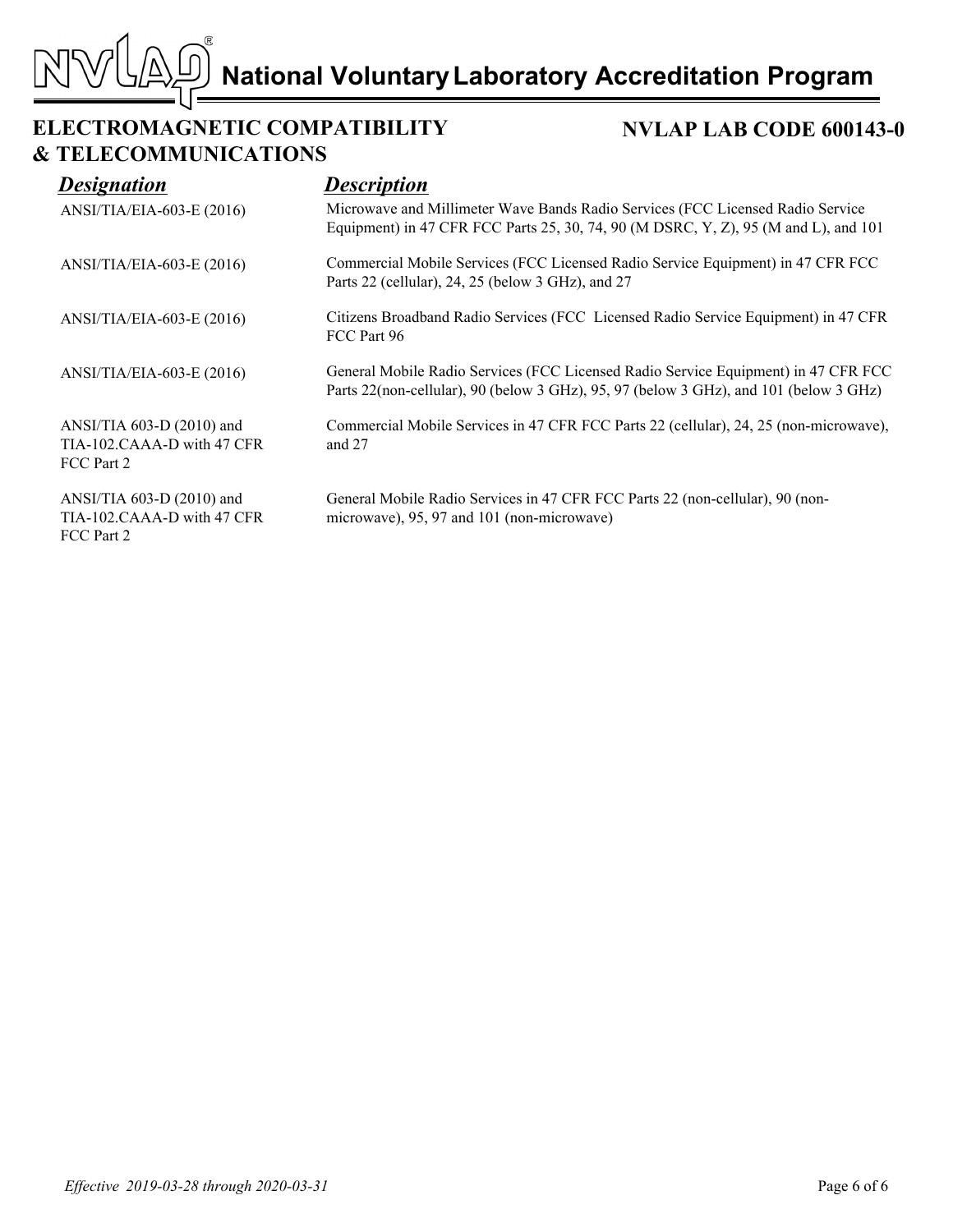# National Voluntary Laboratory Accreditation Program

## ELECTROMAGNETIC COMPATIBILITY & TELECOMMUNICATIONS

## NVLAP LAB CODE 600143-0

| ***Designation*** | ***Description*** |
| --- | --- |
| ANSI/TIA/EIA-603-E (2016) | Microwave and Millimeter Wave Bands Radio Services (FCC Licensed Radio Service Equipment) in 47 CFR FCC Parts 25, 30, 74, 90 (M DSRC, Y, Z), 95 (M and L), and 101 |
| ANSI/TIA/EIA-603-E (2016) | Commercial Mobile Services (FCC Licensed Radio Service Equipment) in 47 CFR FCC Parts 22 (cellular), 24, 25 (below 3 GHz), and 27 |
| ANSI/TIA/EIA-603-E (2016) | Citizens Broadband Radio Services (FCC Licensed Radio Service Equipment) in 47 CFR FCC Part 96 |
| ANSI/TIA/EIA-603-E (2016) | General Mobile Radio Services (FCC Licensed Radio Service Equipment) in 47 CFR FCC Parts 22(non-cellular), 90 (below 3 GHz), 95, 97 (below 3 GHz), and 101 (below 3 GHz) |
| ANSI/TIA 603-D (2010) and TIA-102.CAAA-D with 47 CFR FCC Part 2 | Commercial Mobile Services in 47 CFR FCC Parts 22 (cellular), 24, 25 (non-microwave), and 27 |
| ANSI/TIA 603-D (2010) and TIA-102.CAAA-D with 47 CFR FCC Part 2 | General Mobile Radio Services in 47 CFR FCC Parts 22 (non-cellular), 90 (non-microwave), 95, 97 and 101 (non-microwave) |

*Effective 2019-03-28 through 2020-03-31*